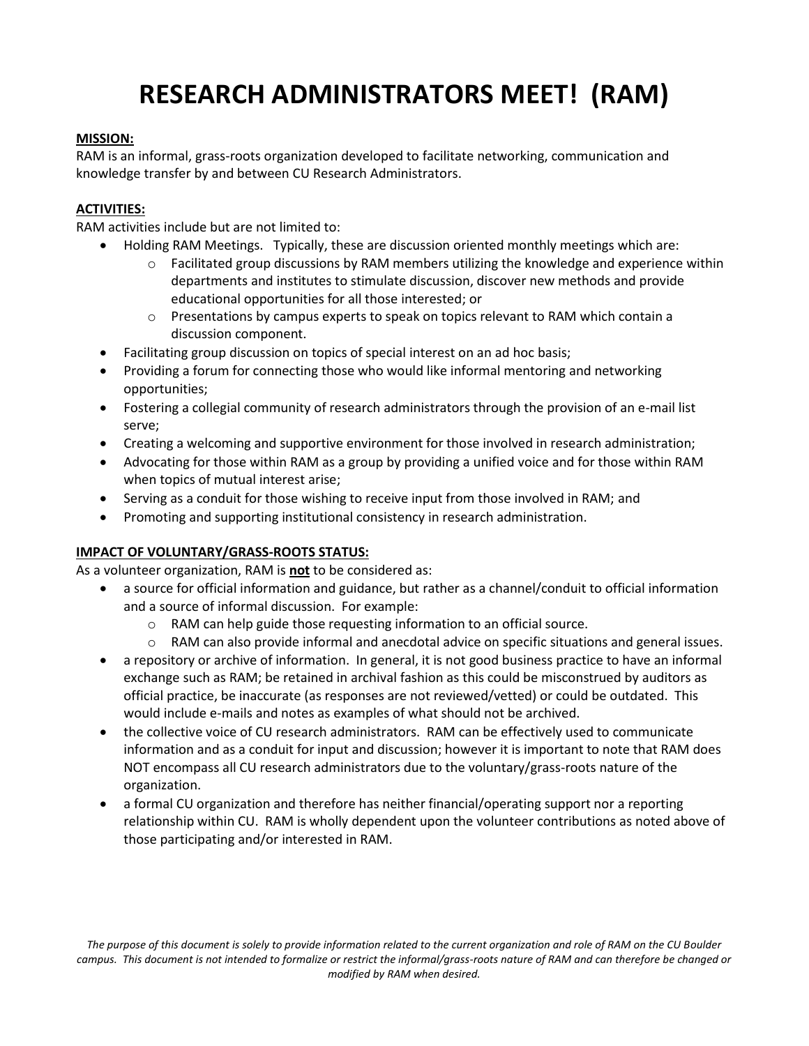# RESEARCH ADMINISTRATORS MEET! (RAM)

**MISSION:**

RAM is an informal, grass-roots organization developed to facilitate networking, communication and knowledge transfer by and between CU Research Administrators.

**ACTIVITIES:**

RAM activities include but are not limited to:

- Holding RAM Meetings. Typically, these are discussion oriented monthly meetings which are:
  - Facilitated group discussions by RAM members utilizing the knowledge and experience within departments and institutes to stimulate discussion, discover new methods and provide educational opportunities for all those interested; or
  - Presentations by campus experts to speak on topics relevant to RAM which contain a discussion component.
- Facilitating group discussion on topics of special interest on an ad hoc basis;
- Providing a forum for connecting those who would like informal mentoring and networking opportunities;
- Fostering a collegial community of research administrators through the provision of an e-mail list serve;
- Creating a welcoming and supportive environment for those involved in research administration;
- Advocating for those within RAM as a group by providing a unified voice and for those within RAM when topics of mutual interest arise;
- Serving as a conduit for those wishing to receive input from those involved in RAM; and
- Promoting and supporting institutional consistency in research administration.

**IMPACT OF VOLUNTARY/GRASS-ROOTS STATUS:**

As a volunteer organization, RAM is **not** to be considered as:

- a source for official information and guidance, but rather as a channel/conduit to official information and a source of informal discussion. For example:
  - RAM can help guide those requesting information to an official source.
  - RAM can also provide informal and anecdotal advice on specific situations and general issues.
- a repository or archive of information. In general, it is not good business practice to have an informal exchange such as RAM; be retained in archival fashion as this could be misconstrued by auditors as official practice, be inaccurate (as responses are not reviewed/vetted) or could be outdated. This would include e-mails and notes as examples of what should not be archived.
- the collective voice of CU research administrators. RAM can be effectively used to communicate information and as a conduit for input and discussion; however it is important to note that RAM does NOT encompass all CU research administrators due to the voluntary/grass-roots nature of the organization.
- a formal CU organization and therefore has neither financial/operating support nor a reporting relationship within CU. RAM is wholly dependent upon the volunteer contributions as noted above of those participating and/or interested in RAM.

*The purpose of this document is solely to provide information related to the current organization and role of RAM on the CU Boulder campus. This document is not intended to formalize or restrict the informal/grass-roots nature of RAM and can therefore be changed or modified by RAM when desired.*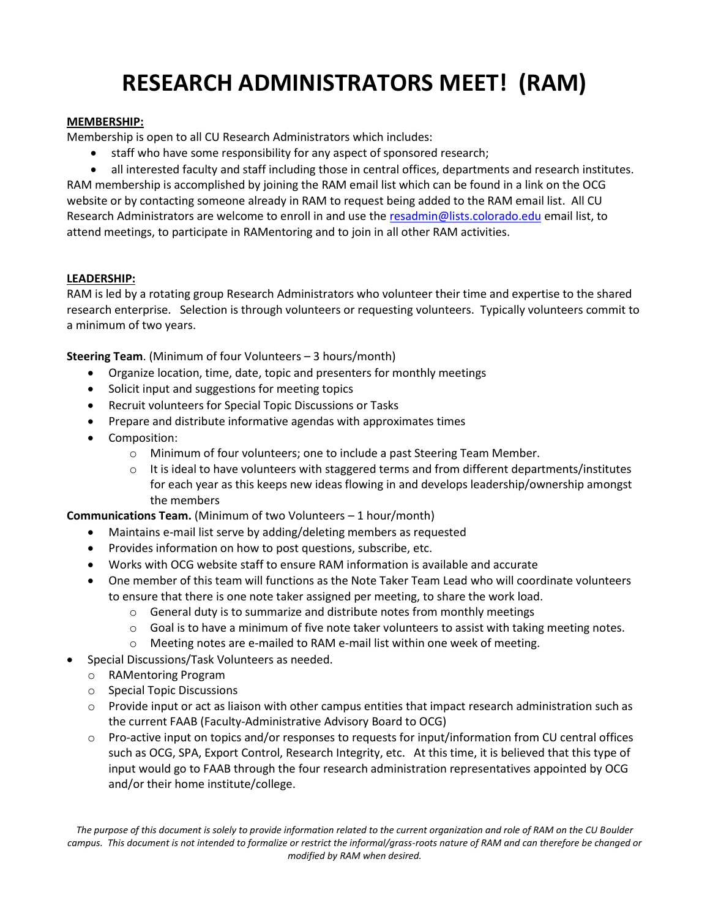# RESEARCH ADMINISTRATORS MEET! (RAM)

**MEMBERSHIP:**

Membership is open to all CU Research Administrators which includes:

- staff who have some responsibility for any aspect of sponsored research;
- all interested faculty and staff including those in central offices, departments and research institutes.

RAM membership is accomplished by joining the RAM email list which can be found in a link on the OCG website or by contacting someone already in RAM to request being added to the RAM email list. All CU Research Administrators are welcome to enroll in and use the resadmin@lists.colorado.edu email list, to attend meetings, to participate in RAMentoring and to join in all other RAM activities.

**LEADERSHIP:**

RAM is led by a rotating group Research Administrators who volunteer their time and expertise to the shared research enterprise. Selection is through volunteers or requesting volunteers. Typically volunteers commit to a minimum of two years.

**Steering Team**. (Minimum of four Volunteers – 3 hours/month)

- Organize location, time, date, topic and presenters for monthly meetings
- Solicit input and suggestions for meeting topics
- Recruit volunteers for Special Topic Discussions or Tasks
- Prepare and distribute informative agendas with approximates times
- Composition:
  - Minimum of four volunteers; one to include a past Steering Team Member.
  - It is ideal to have volunteers with staggered terms and from different departments/institutes for each year as this keeps new ideas flowing in and develops leadership/ownership amongst the members

**Communications Team.** (Minimum of two Volunteers – 1 hour/month)

- Maintains e-mail list serve by adding/deleting members as requested
- Provides information on how to post questions, subscribe, etc.
- Works with OCG website staff to ensure RAM information is available and accurate
- One member of this team will functions as the Note Taker Team Lead who will coordinate volunteers to ensure that there is one note taker assigned per meeting, to share the work load.
  - General duty is to summarize and distribute notes from monthly meetings
  - Goal is to have a minimum of five note taker volunteers to assist with taking meeting notes.
  - Meeting notes are e-mailed to RAM e-mail list within one week of meeting.

- Special Discussions/Task Volunteers as needed.
  - RAMentoring Program
  - Special Topic Discussions
  - Provide input or act as liaison with other campus entities that impact research administration such as the current FAAB (Faculty-Administrative Advisory Board to OCG)
  - Pro-active input on topics and/or responses to requests for input/information from CU central offices such as OCG, SPA, Export Control, Research Integrity, etc. At this time, it is believed that this type of input would go to FAAB through the four research administration representatives appointed by OCG and/or their home institute/college.

*The purpose of this document is solely to provide information related to the current organization and role of RAM on the CU Boulder campus. This document is not intended to formalize or restrict the informal/grass-roots nature of RAM and can therefore be changed or modified by RAM when desired.*